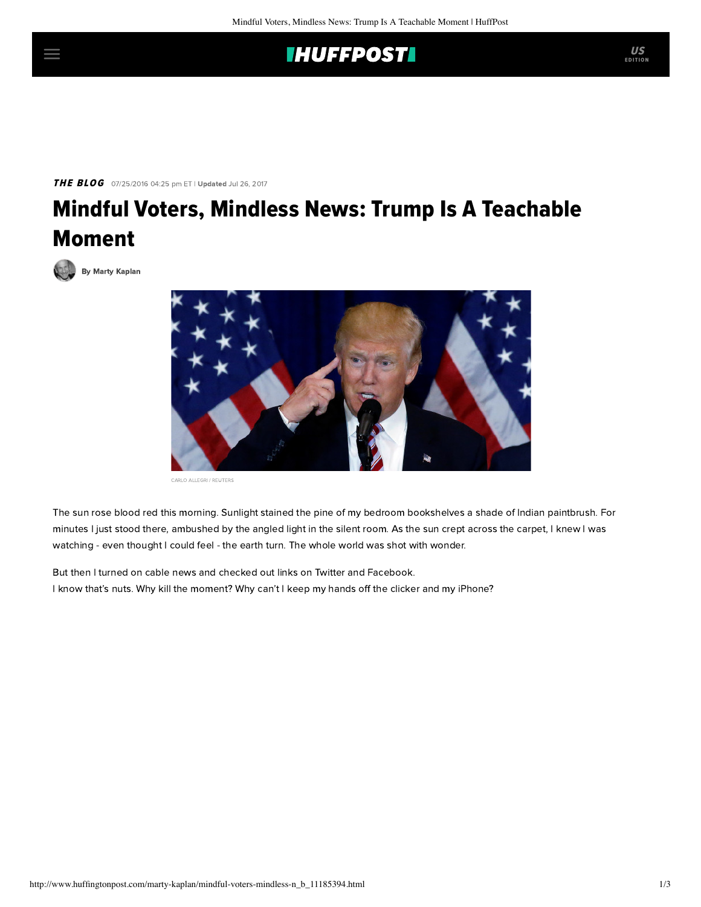**THE BLOG** 07/25/2016 04:25 pm ET | **Updated** Jul 26, 2017

# Mindful Voters, Mindless News: Trump Is A Teachable Moment

By Marty Kaplan

CARLO ALLEGRI / REUTERS

The sun rose blood red this morning. Sunlight stained the pine of my bedroom bookshelves a shade of Indian paintbrush. For minutes I just stood there, ambushed by the angled light in the silent room. As the sun crept across the carpet, I knew I was watching - even thought I could feel - the earth turn. The whole world was shot with wonder.

But then I turned on cable news and checked out links on Twitter and Facebook.
I know that's nuts. Why kill the moment? Why can't I keep my hands off the clicker and my iPhone?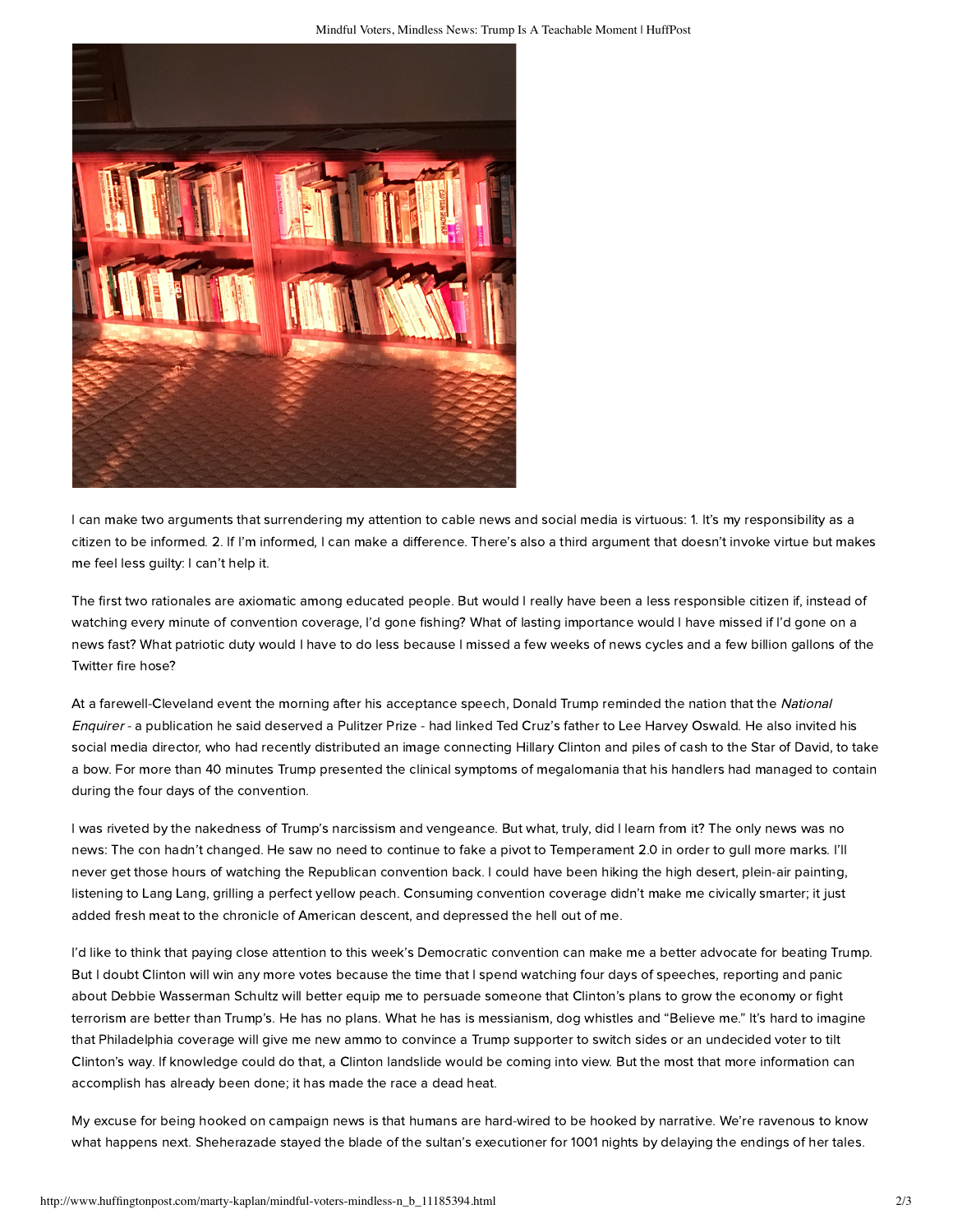I can make two arguments that surrendering my attention to cable news and social media is virtuous: 1. It's my responsibility as a citizen to be informed. 2. If I'm informed, I can make a difference. There's also a third argument that doesn't invoke virtue but makes me feel less guilty: I can't help it.

The first two rationales are axiomatic among educated people. But would I really have been a less responsible citizen if, instead of watching every minute of convention coverage, I'd gone fishing? What of lasting importance would I have missed if I'd gone on a news fast? What patriotic duty would I have to do less because I missed a few weeks of news cycles and a few billion gallons of the Twitter fire hose?

At a farewell-Cleveland event the morning after his acceptance speech, Donald Trump reminded the nation that the *National Enquirer* - a publication he said deserved a Pulitzer Prize - had linked Ted Cruz's father to Lee Harvey Oswald. He also invited his social media director, who had recently distributed an image connecting Hillary Clinton and piles of cash to the Star of David, to take a bow. For more than 40 minutes Trump presented the clinical symptoms of megalomania that his handlers had managed to contain during the four days of the convention.

I was riveted by the nakedness of Trump's narcissism and vengeance. But what, truly, did I learn from it? The only news was no news: The con hadn't changed. He saw no need to continue to fake a pivot to Temperament 2.0 in order to gull more marks. I'll never get those hours of watching the Republican convention back. I could have been hiking the high desert, plein-air painting, listening to Lang Lang, grilling a perfect yellow peach. Consuming convention coverage didn't make me civically smarter; it just added fresh meat to the chronicle of American descent, and depressed the hell out of me.

I'd like to think that paying close attention to this week's Democratic convention can make me a better advocate for beating Trump. But I doubt Clinton will win any more votes because the time that I spend watching four days of speeches, reporting and panic about Debbie Wasserman Schultz will better equip me to persuade someone that Clinton's plans to grow the economy or fight terrorism are better than Trump's. He has no plans. What he has is messianism, dog whistles and "Believe me." It's hard to imagine that Philadelphia coverage will give me new ammo to convince a Trump supporter to switch sides or an undecided voter to tilt Clinton's way. If knowledge could do that, a Clinton landslide would be coming into view. But the most that more information can accomplish has already been done; it has made the race a dead heat.

My excuse for being hooked on campaign news is that humans are hard-wired to be hooked by narrative. We're ravenous to know what happens next. Sheherazade stayed the blade of the sultan's executioner for 1001 nights by delaying the endings of her tales.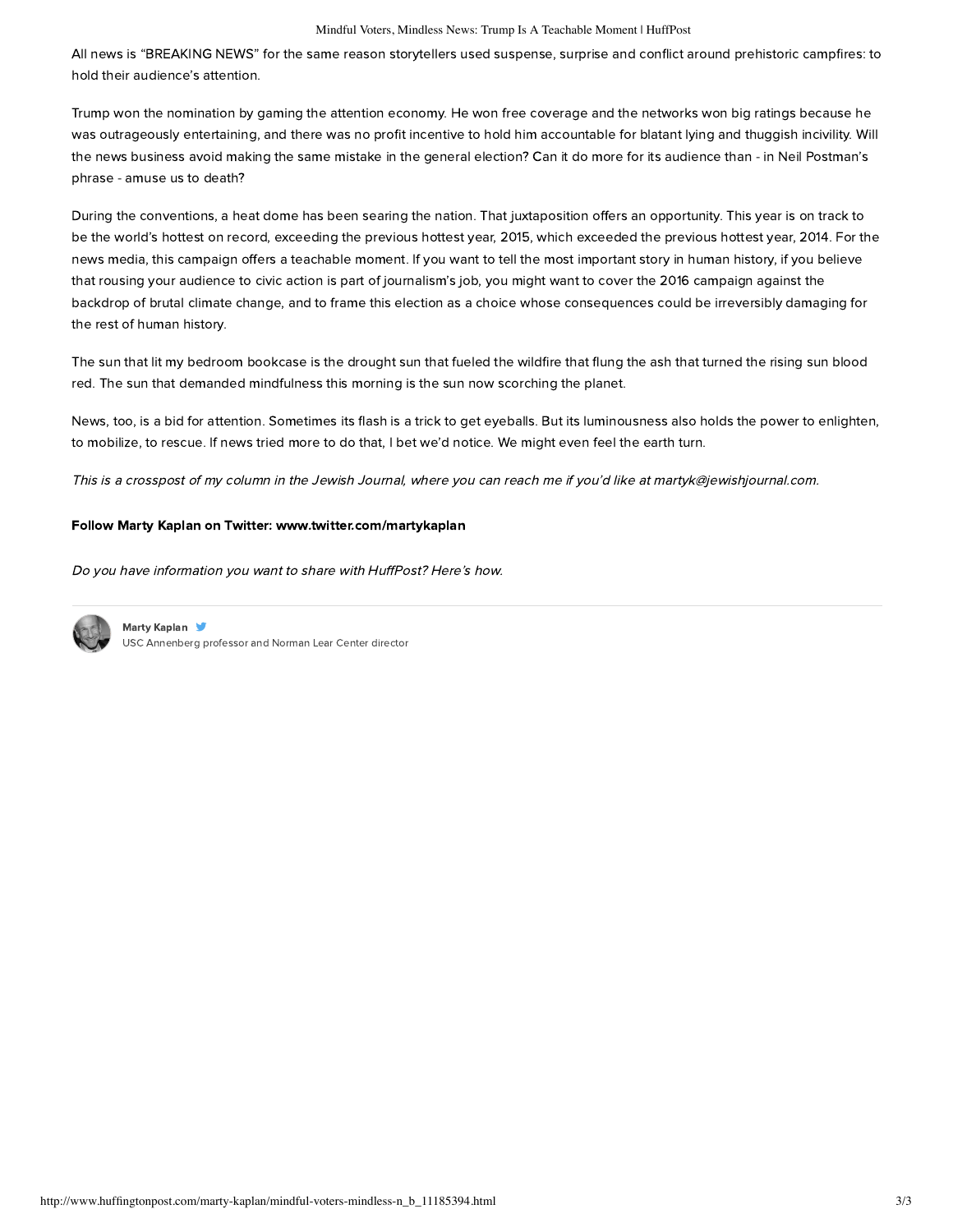All news is “BREAKING NEWS” for the same reason storytellers used suspense, surprise and conflict around prehistoric campfires: to hold their audience’s attention.

Trump won the nomination by gaming the attention economy. He won free coverage and the networks won big ratings because he was outrageously entertaining, and there was no profit incentive to hold him accountable for blatant lying and thuggish incivility. Will the news business avoid making the same mistake in the general election? Can it do more for its audience than - in Neil Postman’s phrase - amuse us to death?

During the conventions, a heat dome has been searing the nation. That juxtaposition offers an opportunity. This year is on track to be the world’s hottest on record, exceeding the previous hottest year, 2015, which exceeded the previous hottest year, 2014. For the news media, this campaign offers a teachable moment. If you want to tell the most important story in human history, if you believe that rousing your audience to civic action is part of journalism’s job, you might want to cover the 2016 campaign against the backdrop of brutal climate change, and to frame this election as a choice whose consequences could be irreversibly damaging for the rest of human history.

The sun that lit my bedroom bookcase is the drought sun that fueled the wildfire that flung the ash that turned the rising sun blood red. The sun that demanded mindfulness this morning is the sun now scorching the planet.

News, too, is a bid for attention. Sometimes its flash is a trick to get eyeballs. But its luminousness also holds the power to enlighten, to mobilize, to rescue. If news tried more to do that, I bet we’d notice. We might even feel the earth turn.

*This is a crosspost of my column in the Jewish Journal, where you can reach me if you’d like at martyk@jewishjournal.com.*

**Follow Marty Kaplan on Twitter: www.twitter.com/martykaplan**

*Do you have information you want to share with HuffPost? Here’s how.*

---

**Marty Kaplan**
USC Annenberg professor and Norman Lear Center director